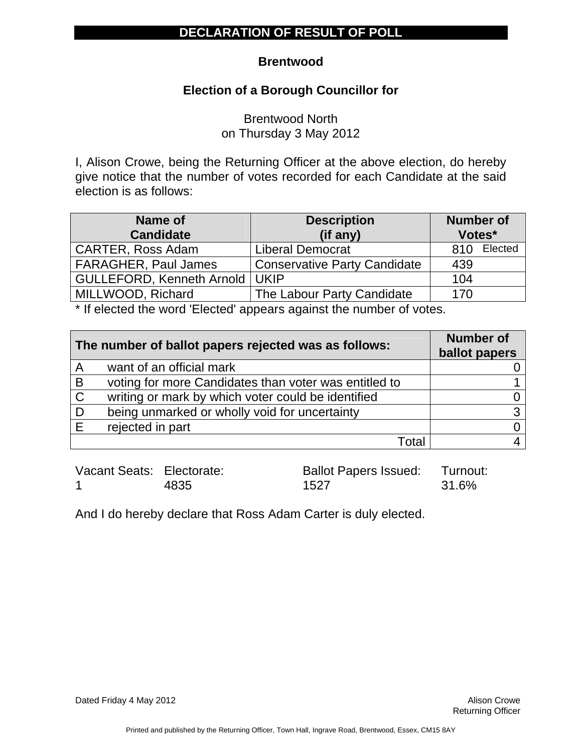# DECLARATION OF RESULT OF POLL

## Brentwood

### Election of a Borough Councillor for

Brentwood North
on Thursday 3 May 2012

I, Alison Crowe, being the Returning Officer at the above election, do hereby give notice that the number of votes recorded for each Candidate at the said election is as follows:

| Name of Candidate | Description (if any) | Number of Votes* |
|---|---|---|
| CARTER, Ross Adam | Liberal Democrat | 810 Elected |
| FARAGHER, Paul James | Conservative Party Candidate | 439 |
| GULLEFORD, Kenneth Arnold | UKIP | 104 |
| MILLWOOD, Richard | The Labour Party Candidate | 170 |

* If elected the word 'Elected' appears against the number of votes.

| | The number of ballot papers rejected was as follows: | Number of ballot papers |
|---|---|---|
| A | want of an official mark | 0 |
| B | voting for more Candidates than voter was entitled to | 1 |
| C | writing or mark by which voter could be identified | 0 |
| D | being unmarked or wholly void for uncertainty | 3 |
| E | rejected in part | 0 |
| | Total | 4 |

| Vacant Seats: | Electorate: | Ballot Papers Issued: | Turnout: |
|---|---|---|---|
| 1 | 4835 | 1527 | 31.6% |

And I do hereby declare that Ross Adam Carter is duly elected.

Dated Friday 4 May 2012

Alison Crowe
Returning Officer

Printed and published by the Returning Officer, Town Hall, Ingrave Road, Brentwood, Essex, CM15 8AY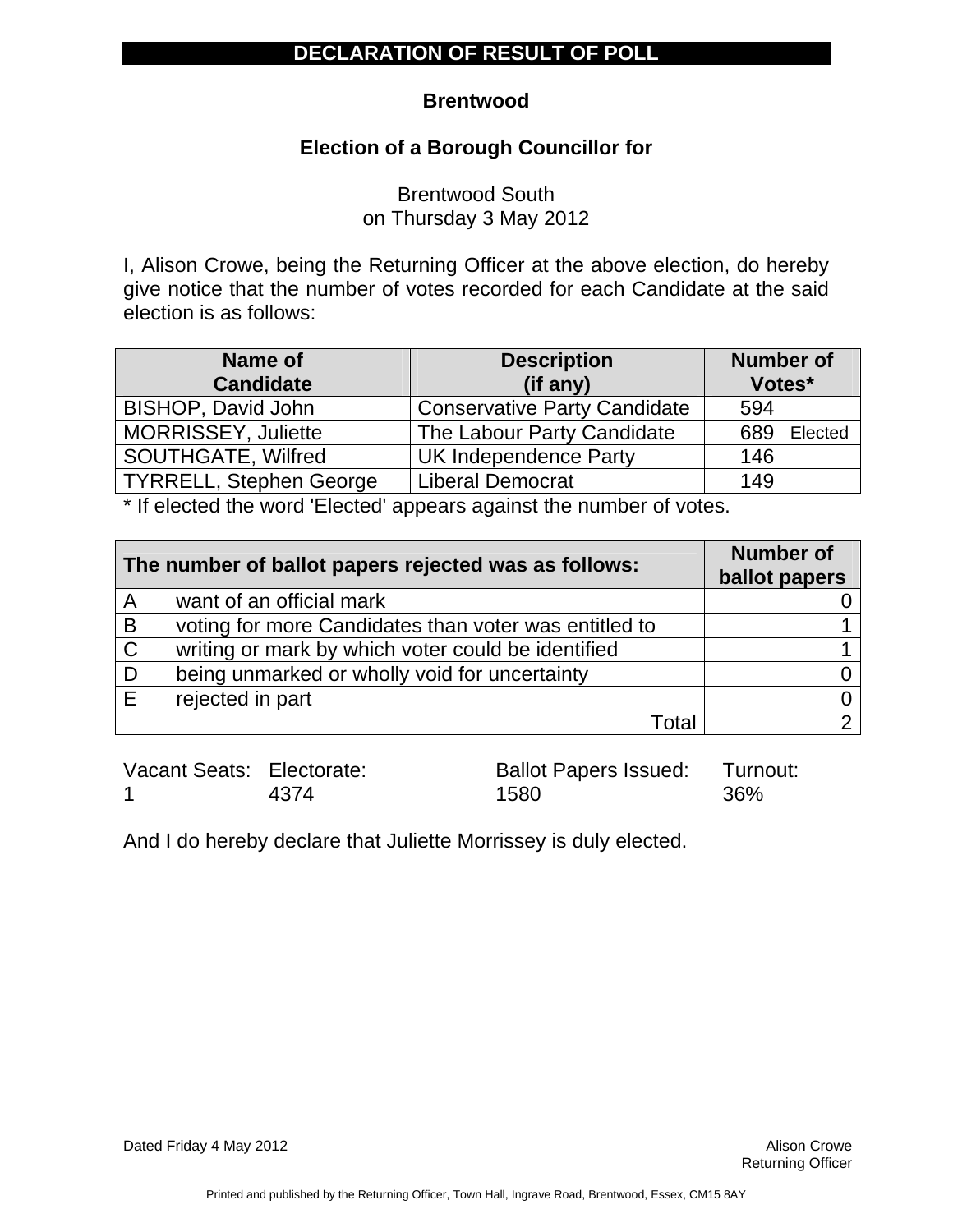# DECLARATION OF RESULT OF POLL

## Brentwood

### Election of a Borough Councillor for

Brentwood South
on Thursday 3 May 2012

I, Alison Crowe, being the Returning Officer at the above election, do hereby give notice that the number of votes recorded for each Candidate at the said election is as follows:

| Name of Candidate | Description (if any) | Number of Votes* |
|---|---|---|
| BISHOP, David John | Conservative Party Candidate | 594 |
| MORRISSEY, Juliette | The Labour Party Candidate | 689 Elected |
| SOUTHGATE, Wilfred | UK Independence Party | 146 |
| TYRRELL, Stephen George | Liberal Democrat | 149 |

* If elected the word 'Elected' appears against the number of votes.

| The number of ballot papers rejected was as follows: | | Number of ballot papers |
|---|---|---|
| A | want of an official mark | 0 |
| B | voting for more Candidates than voter was entitled to | 1 |
| C | writing or mark by which voter could be identified | 1 |
| D | being unmarked or wholly void for uncertainty | 0 |
| E | rejected in part | 0 |
| | Total | 2 |

| Vacant Seats: | Electorate: | Ballot Papers Issued: | Turnout: |
|---|---|---|---|
| 1 | 4374 | 1580 | 36% |

And I do hereby declare that Juliette Morrissey is duly elected.

Dated Friday 4 May 2012

Alison Crowe
Returning Officer

Printed and published by the Returning Officer, Town Hall, Ingrave Road, Brentwood, Essex, CM15 8AY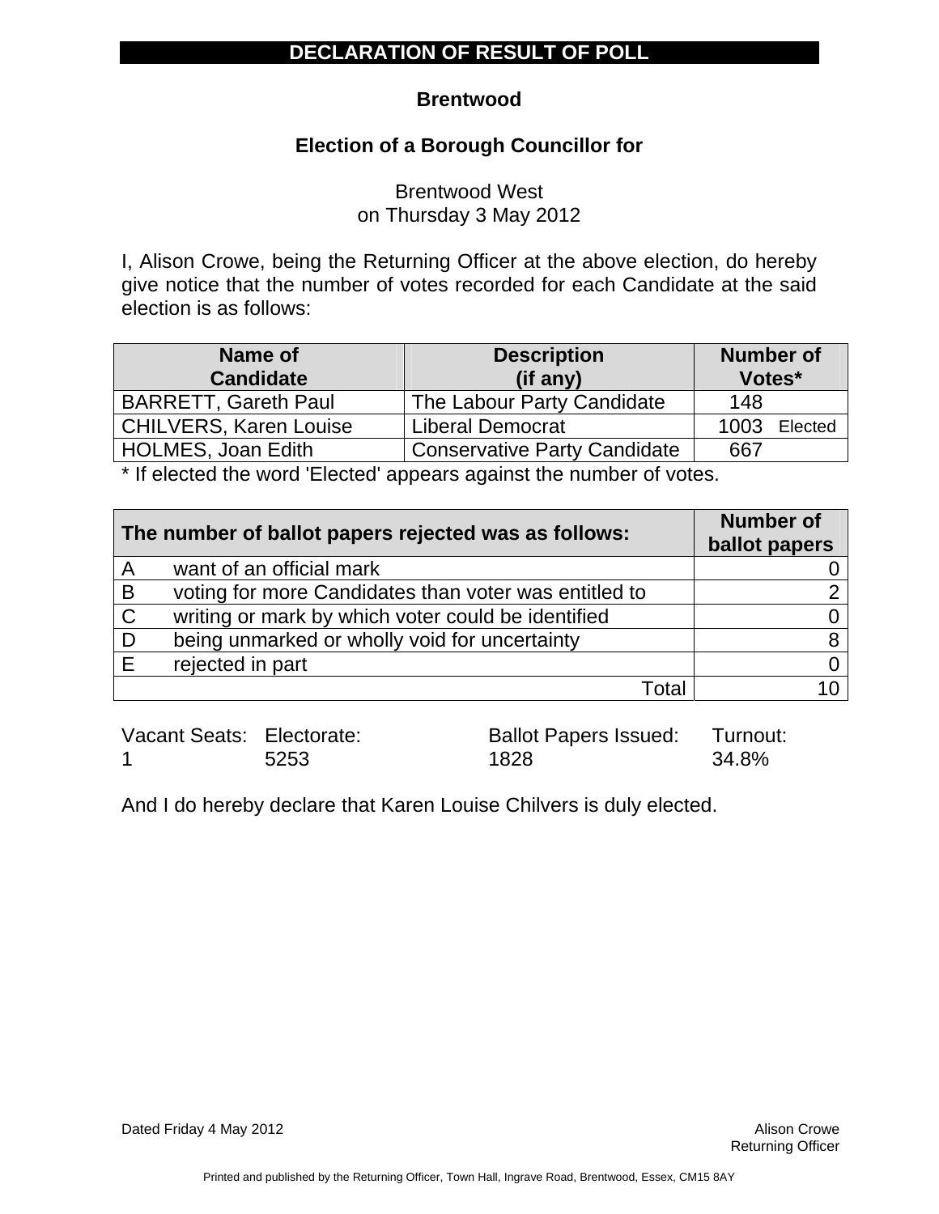# DECLARATION OF RESULT OF POLL

**Brentwood**

**Election of a Borough Councillor for**

Brentwood West
on Thursday 3 May 2012

I, Alison Crowe, being the Returning Officer at the above election, do hereby give notice that the number of votes recorded for each Candidate at the said election is as follows:

| Name of Candidate | Description (if any) | Number of Votes* |
|---|---|---|
| BARRETT, Gareth Paul | The Labour Party Candidate | 148 |
| CHILVERS, Karen Louise | Liberal Democrat | 1003 Elected |
| HOLMES, Joan Edith | Conservative Party Candidate | 667 |

* If elected the word 'Elected' appears against the number of votes.

| The number of ballot papers rejected was as follows: | | Number of ballot papers |
|---|---|---|
| A | want of an official mark | 0 |
| B | voting for more Candidates than voter was entitled to | 2 |
| C | writing or mark by which voter could be identified | 0 |
| D | being unmarked or wholly void for uncertainty | 8 |
| E | rejected in part | 0 |
| | Total | 10 |

| Vacant Seats: | Electorate: | Ballot Papers Issued: | Turnout: |
|---|---|---|---|
| 1 | 5253 | 1828 | 34.8% |

And I do hereby declare that Karen Louise Chilvers is duly elected.

Dated Friday 4 May 2012

Alison Crowe
Returning Officer

Printed and published by the Returning Officer, Town Hall, Ingrave Road, Brentwood, Essex, CM15 8AY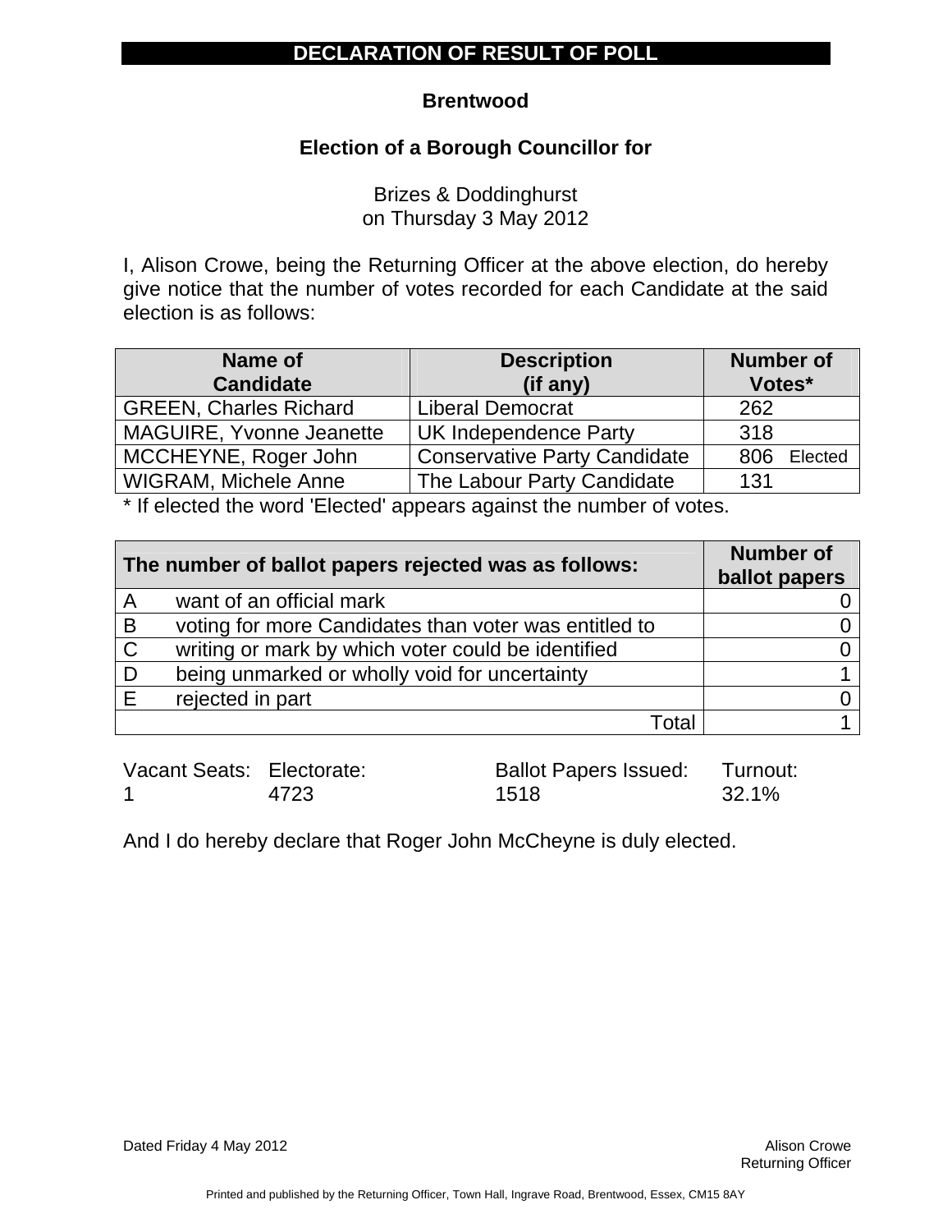# DECLARATION OF RESULT OF POLL

**Brentwood**

**Election of a Borough Councillor for**

Brizes & Doddinghurst
on Thursday 3 May 2012

I, Alison Crowe, being the Returning Officer at the above election, do hereby give notice that the number of votes recorded for each Candidate at the said election is as follows:

| Name of Candidate | Description (if any) | Number of Votes* |
|---|---|---|
| GREEN, Charles Richard | Liberal Democrat | 262 |
| MAGUIRE, Yvonne Jeanette | UK Independence Party | 318 |
| MCCHEYNE, Roger John | Conservative Party Candidate | 806 Elected |
| WIGRAM, Michele Anne | The Labour Party Candidate | 131 |

* If elected the word 'Elected' appears against the number of votes.

| The number of ballot papers rejected was as follows: | | Number of ballot papers |
|---|---|---|
| A | want of an official mark | 0 |
| B | voting for more Candidates than voter was entitled to | 0 |
| C | writing or mark by which voter could be identified | 0 |
| D | being unmarked or wholly void for uncertainty | 1 |
| E | rejected in part | 0 |
| | Total | 1 |

| Vacant Seats: | Electorate: | Ballot Papers Issued: | Turnout: |
|---|---|---|---|
| 1 | 4723 | 1518 | 32.1% |

And I do hereby declare that Roger John McCheyne is duly elected.

Dated Friday 4 May 2012

Alison Crowe
Returning Officer

Printed and published by the Returning Officer, Town Hall, Ingrave Road, Brentwood, Essex, CM15 8AY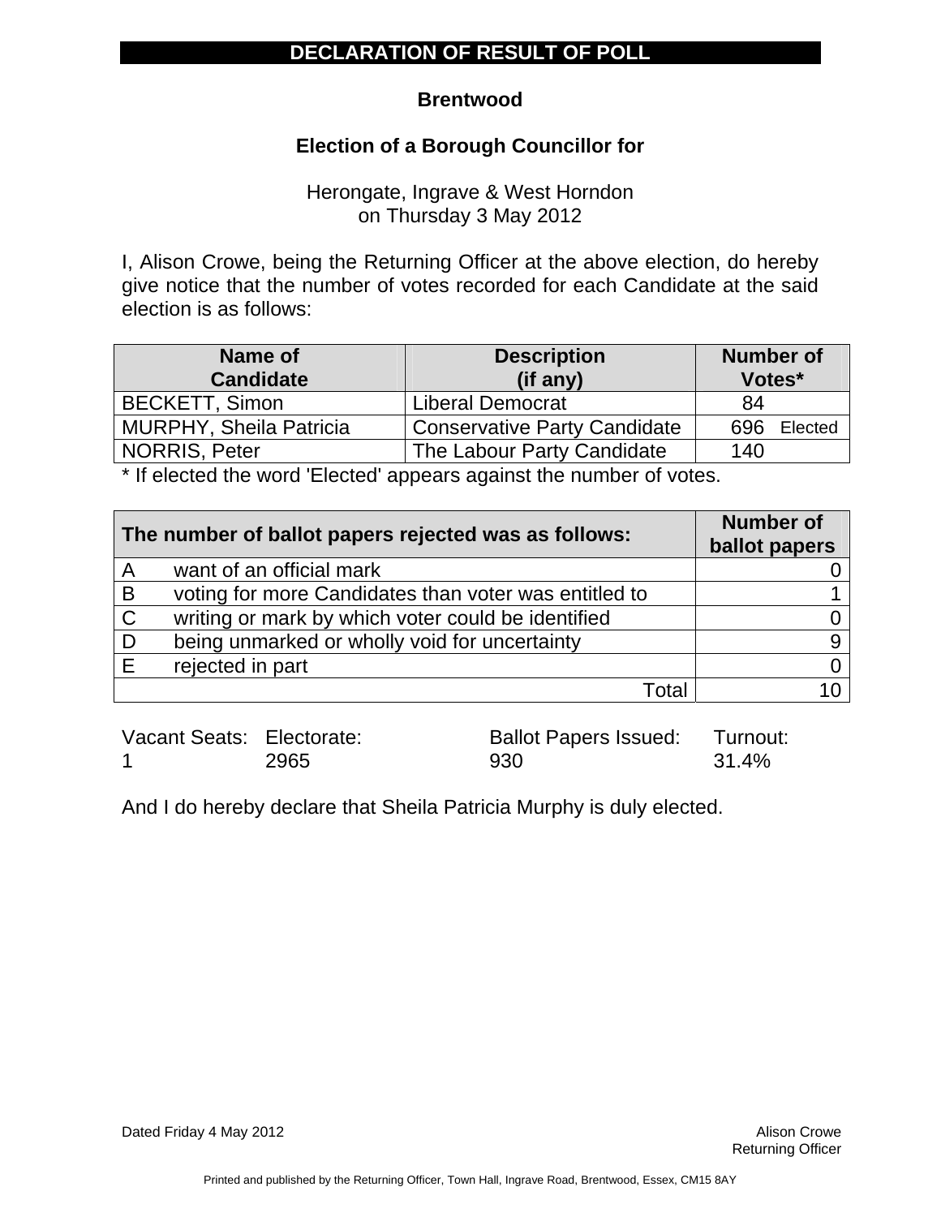# DECLARATION OF RESULT OF POLL

**Brentwood**

**Election of a Borough Councillor for**

Herongate, Ingrave & West Horndon
on Thursday 3 May 2012

I, Alison Crowe, being the Returning Officer at the above election, do hereby give notice that the number of votes recorded for each Candidate at the said election is as follows:

| Name of Candidate | Description (if any) | Number of Votes* |
|---|---|---|
| BECKETT, Simon | Liberal Democrat | 84 |
| MURPHY, Sheila Patricia | Conservative Party Candidate | 696 Elected |
| NORRIS, Peter | The Labour Party Candidate | 140 |

* If elected the word 'Elected' appears against the number of votes.

| | The number of ballot papers rejected was as follows: | Number of ballot papers |
|---|---|---|
| A | want of an official mark | 0 |
| B | voting for more Candidates than voter was entitled to | 1 |
| C | writing or mark by which voter could be identified | 0 |
| D | being unmarked or wholly void for uncertainty | 9 |
| E | rejected in part | 0 |
| | Total | 10 |

| Vacant Seats: | Electorate: | Ballot Papers Issued: | Turnout: |
|---|---|---|---|
| 1 | 2965 | 930 | 31.4% |

And I do hereby declare that Sheila Patricia Murphy is duly elected.

Dated Friday 4 May 2012

Alison Crowe
Returning Officer

Printed and published by the Returning Officer, Town Hall, Ingrave Road, Brentwood, Essex, CM15 8AY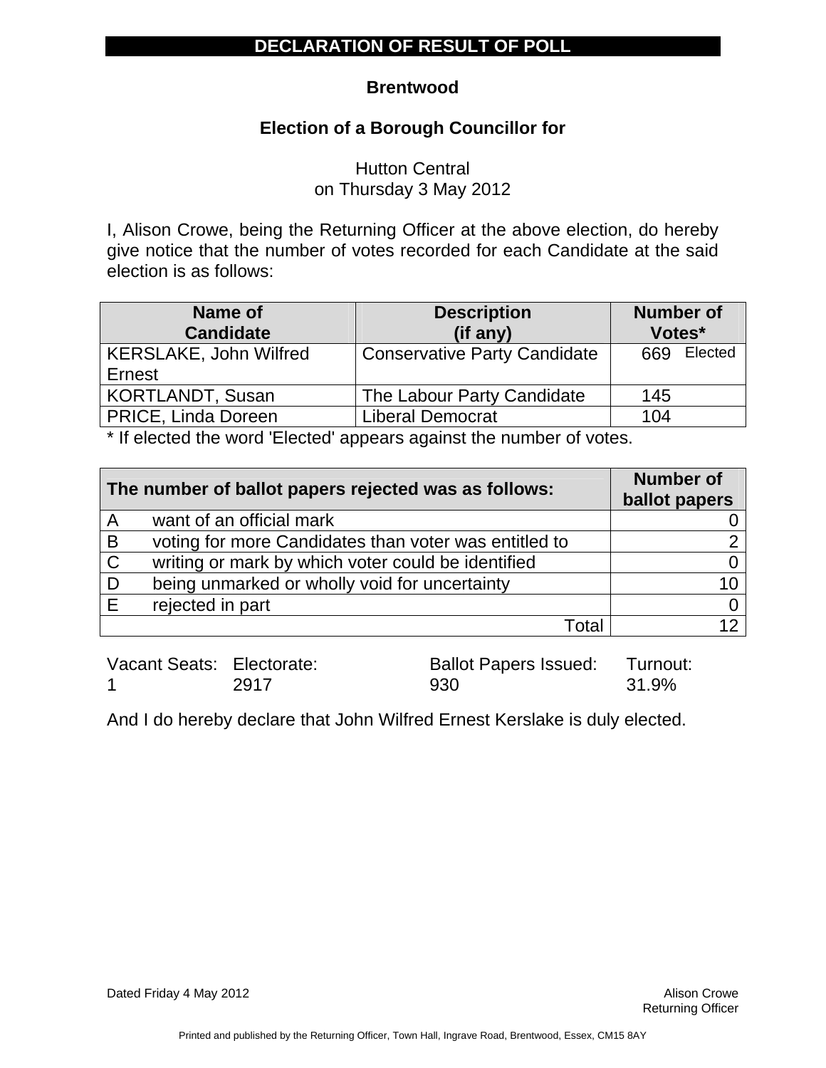# DECLARATION OF RESULT OF POLL

**Brentwood**

**Election of a Borough Councillor for**

Hutton Central
on Thursday 3 May 2012

I, Alison Crowe, being the Returning Officer at the above election, do hereby give notice that the number of votes recorded for each Candidate at the said election is as follows:

| Name of Candidate | Description (if any) | Number of Votes* |
|---|---|---|
| KERSLAKE, John Wilfred Ernest | Conservative Party Candidate | 669 Elected |
| KORTLANDT, Susan | The Labour Party Candidate | 145 |
| PRICE, Linda Doreen | Liberal Democrat | 104 |

* If elected the word 'Elected' appears against the number of votes.

| | The number of ballot papers rejected was as follows: | Number of ballot papers |
|---|---|---|
| A | want of an official mark | 0 |
| B | voting for more Candidates than voter was entitled to | 2 |
| C | writing or mark by which voter could be identified | 0 |
| D | being unmarked or wholly void for uncertainty | 10 |
| E | rejected in part | 0 |
| | Total | 12 |

| Vacant Seats: | Electorate: | Ballot Papers Issued: | Turnout: |
|---|---|---|---|
| 1 | 2917 | 930 | 31.9% |

And I do hereby declare that John Wilfred Ernest Kerslake is duly elected.

Dated Friday 4 May 2012

Alison Crowe
Returning Officer

Printed and published by the Returning Officer, Town Hall, Ingrave Road, Brentwood, Essex, CM15 8AY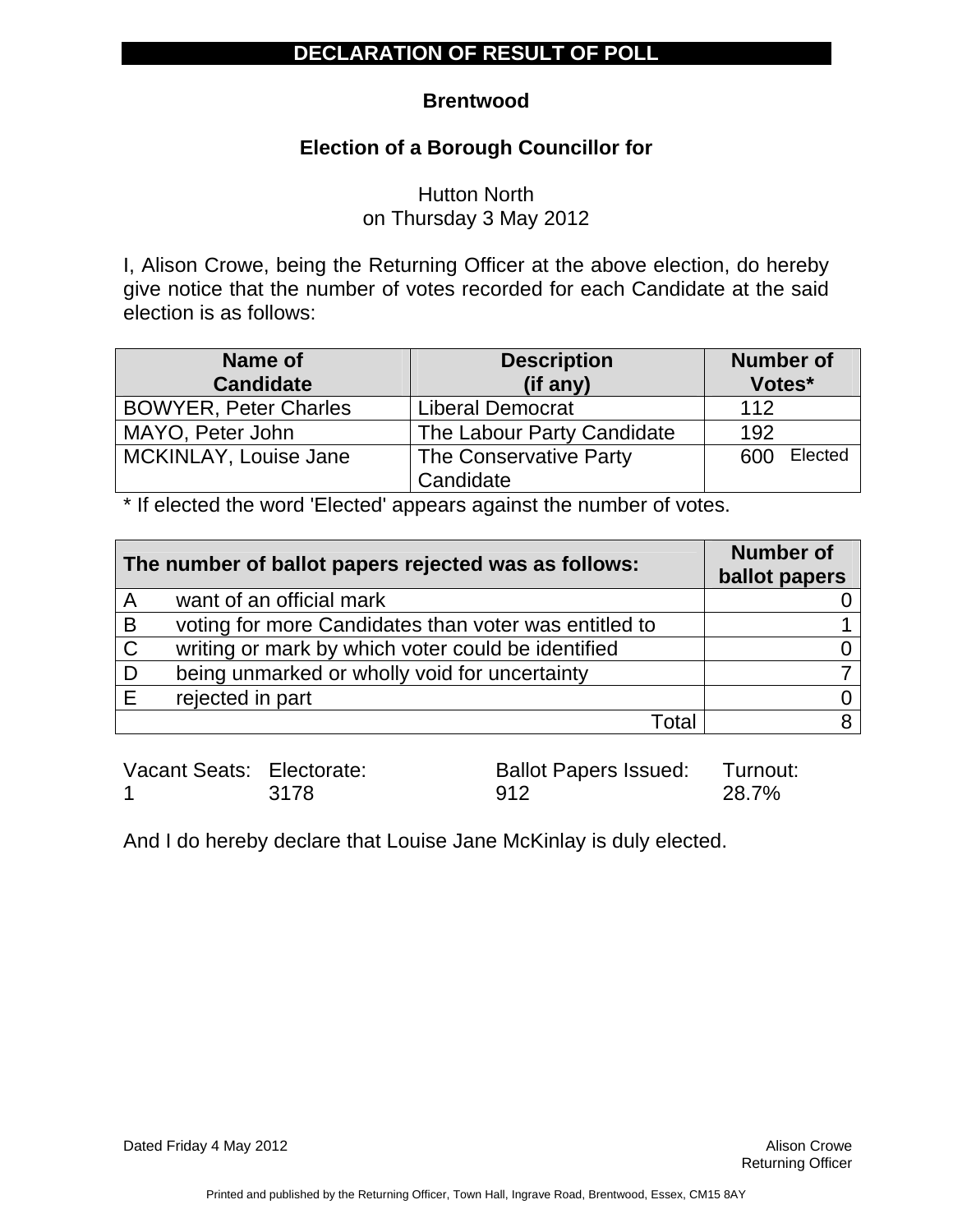# DECLARATION OF RESULT OF POLL

**Brentwood**

**Election of a Borough Councillor for**

Hutton North
on Thursday 3 May 2012

I, Alison Crowe, being the Returning Officer at the above election, do hereby give notice that the number of votes recorded for each Candidate at the said election is as follows:

| Name of Candidate | Description (if any) | Number of Votes* |
|---|---|---|
| BOWYER, Peter Charles | Liberal Democrat | 112 |
| MAYO, Peter John | The Labour Party Candidate | 192 |
| MCKINLAY, Louise Jane | The Conservative Party Candidate | 600 Elected |

* If elected the word 'Elected' appears against the number of votes.

| | The number of ballot papers rejected was as follows: | Number of ballot papers |
|---|---|---|
| A | want of an official mark | 0 |
| B | voting for more Candidates than voter was entitled to | 1 |
| C | writing or mark by which voter could be identified | 0 |
| D | being unmarked or wholly void for uncertainty | 7 |
| E | rejected in part | 0 |
| | Total | 8 |

| Vacant Seats: | Electorate: | Ballot Papers Issued: | Turnout: |
|---|---|---|---|
| 1 | 3178 | 912 | 28.7% |

And I do hereby declare that Louise Jane McKinlay is duly elected.

Dated Friday 4 May 2012

Alison Crowe
Returning Officer

Printed and published by the Returning Officer, Town Hall, Ingrave Road, Brentwood, Essex, CM15 8AY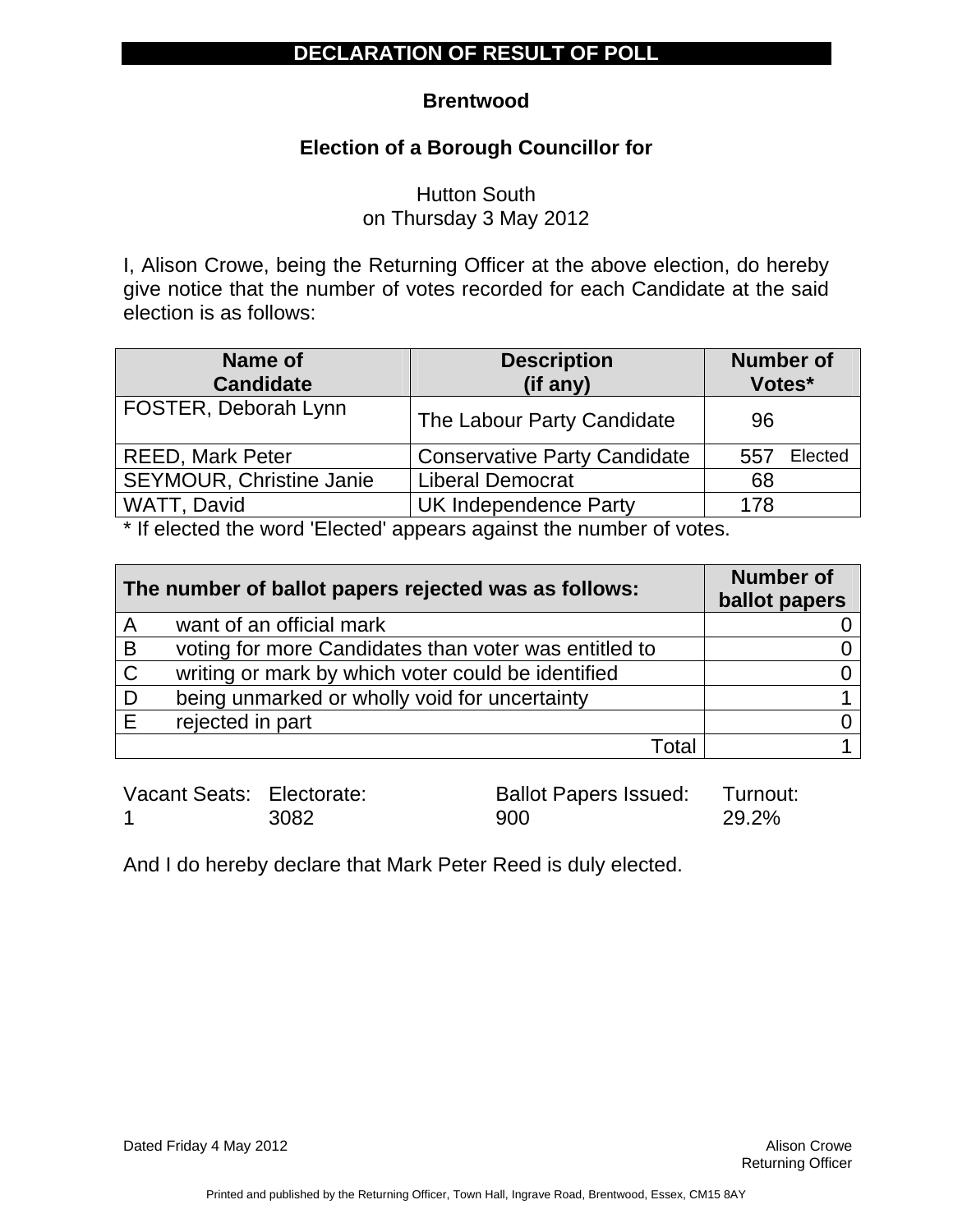# DECLARATION OF RESULT OF POLL

## Brentwood

### Election of a Borough Councillor for

Hutton South
on Thursday 3 May 2012

I, Alison Crowe, being the Returning Officer at the above election, do hereby give notice that the number of votes recorded for each Candidate at the said election is as follows:

| Name of Candidate | Description (if any) | Number of Votes* |
|---|---|---|
| FOSTER, Deborah Lynn | The Labour Party Candidate | 96 |
| REED, Mark Peter | Conservative Party Candidate | 557 Elected |
| SEYMOUR, Christine Janie | Liberal Democrat | 68 |
| WATT, David | UK Independence Party | 178 |

* If elected the word 'Elected' appears against the number of votes.

| The number of ballot papers rejected was as follows: | | Number of ballot papers |
|---|---|---|
| A | want of an official mark | 0 |
| B | voting for more Candidates than voter was entitled to | 0 |
| C | writing or mark by which voter could be identified | 0 |
| D | being unmarked or wholly void for uncertainty | 1 |
| E | rejected in part | 0 |
| | Total | 1 |

| Vacant Seats: | Electorate: | Ballot Papers Issued: | Turnout: |
|---|---|---|---|
| 1 | 3082 | 900 | 29.2% |

And I do hereby declare that Mark Peter Reed is duly elected.

Dated Friday 4 May 2012

Alison Crowe
Returning Officer

Printed and published by the Returning Officer, Town Hall, Ingrave Road, Brentwood, Essex, CM15 8AY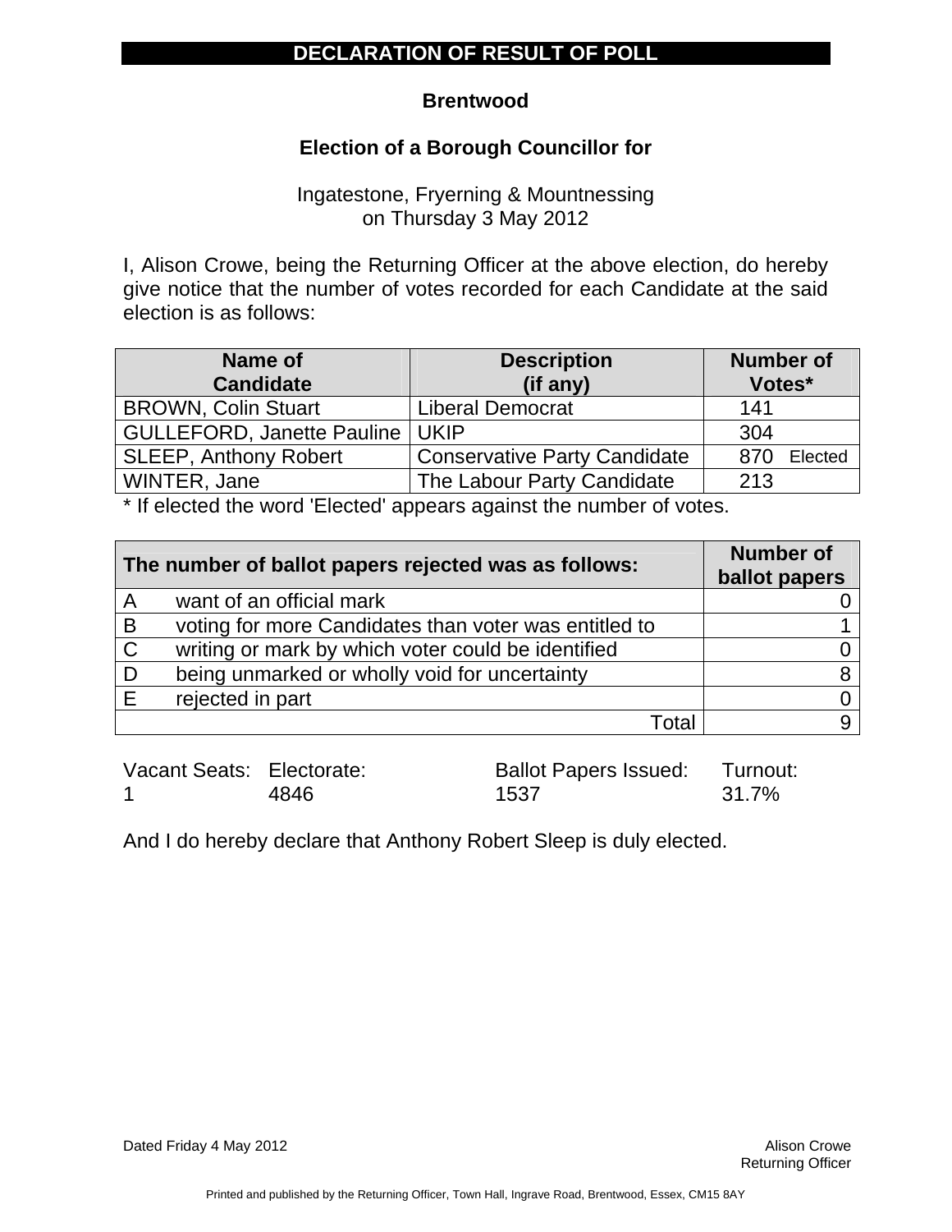# DECLARATION OF RESULT OF POLL

## Brentwood

### Election of a Borough Councillor for

Ingatestone, Fryerning & Mountnessing
on Thursday 3 May 2012

I, Alison Crowe, being the Returning Officer at the above election, do hereby give notice that the number of votes recorded for each Candidate at the said election is as follows:

| Name of Candidate | Description (if any) | Number of Votes* |
|---|---|---|
| BROWN, Colin Stuart | Liberal Democrat | 141 |
| GULLEFORD, Janette Pauline | UKIP | 304 |
| SLEEP, Anthony Robert | Conservative Party Candidate | 870 Elected |
| WINTER, Jane | The Labour Party Candidate | 213 |

* If elected the word 'Elected' appears against the number of votes.

| | The number of ballot papers rejected was as follows: | Number of ballot papers |
|---|---|---|
| A | want of an official mark | 0 |
| B | voting for more Candidates than voter was entitled to | 1 |
| C | writing or mark by which voter could be identified | 0 |
| D | being unmarked or wholly void for uncertainty | 8 |
| E | rejected in part | 0 |
| | Total | 9 |

| Vacant Seats: | Electorate: | Ballot Papers Issued: | Turnout: |
|---|---|---|---|
| 1 | 4846 | 1537 | 31.7% |

And I do hereby declare that Anthony Robert Sleep is duly elected.

Dated Friday 4 May 2012

Alison Crowe
Returning Officer

Printed and published by the Returning Officer, Town Hall, Ingrave Road, Brentwood, Essex, CM15 8AY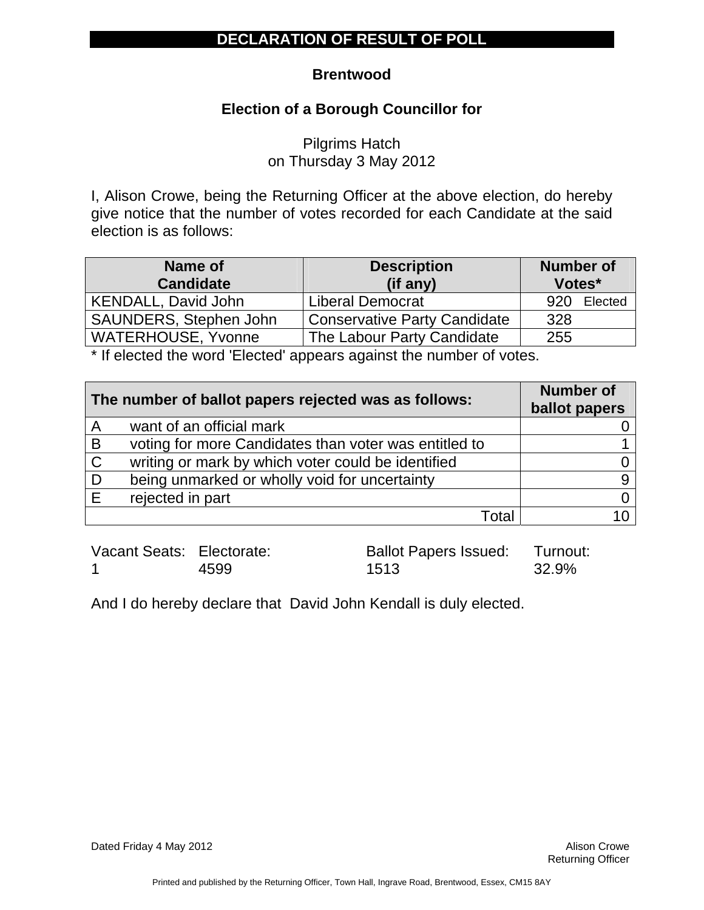# DECLARATION OF RESULT OF POLL

**Brentwood**

**Election of a Borough Councillor for**

Pilgrims Hatch
on Thursday 3 May 2012

I, Alison Crowe, being the Returning Officer at the above election, do hereby give notice that the number of votes recorded for each Candidate at the said election is as follows:

| Name of Candidate | Description (if any) | Number of Votes* |
|---|---|---|
| KENDALL, David John | Liberal Democrat | 920 Elected |
| SAUNDERS, Stephen John | Conservative Party Candidate | 328 |
| WATERHOUSE, Yvonne | The Labour Party Candidate | 255 |

* If elected the word 'Elected' appears against the number of votes.

| | The number of ballot papers rejected was as follows: | Number of ballot papers |
|---|---|---|
| A | want of an official mark | 0 |
| B | voting for more Candidates than voter was entitled to | 1 |
| C | writing or mark by which voter could be identified | 0 |
| D | being unmarked or wholly void for uncertainty | 9 |
| E | rejected in part | 0 |
| | Total | 10 |

| Vacant Seats: | Electorate: | Ballot Papers Issued: | Turnout: |
|---|---|---|---|
| 1 | 4599 | 1513 | 32.9% |

And I do hereby declare that David John Kendall is duly elected.

Dated Friday 4 May 2012

Alison Crowe
Returning Officer

Printed and published by the Returning Officer, Town Hall, Ingrave Road, Brentwood, Essex, CM15 8AY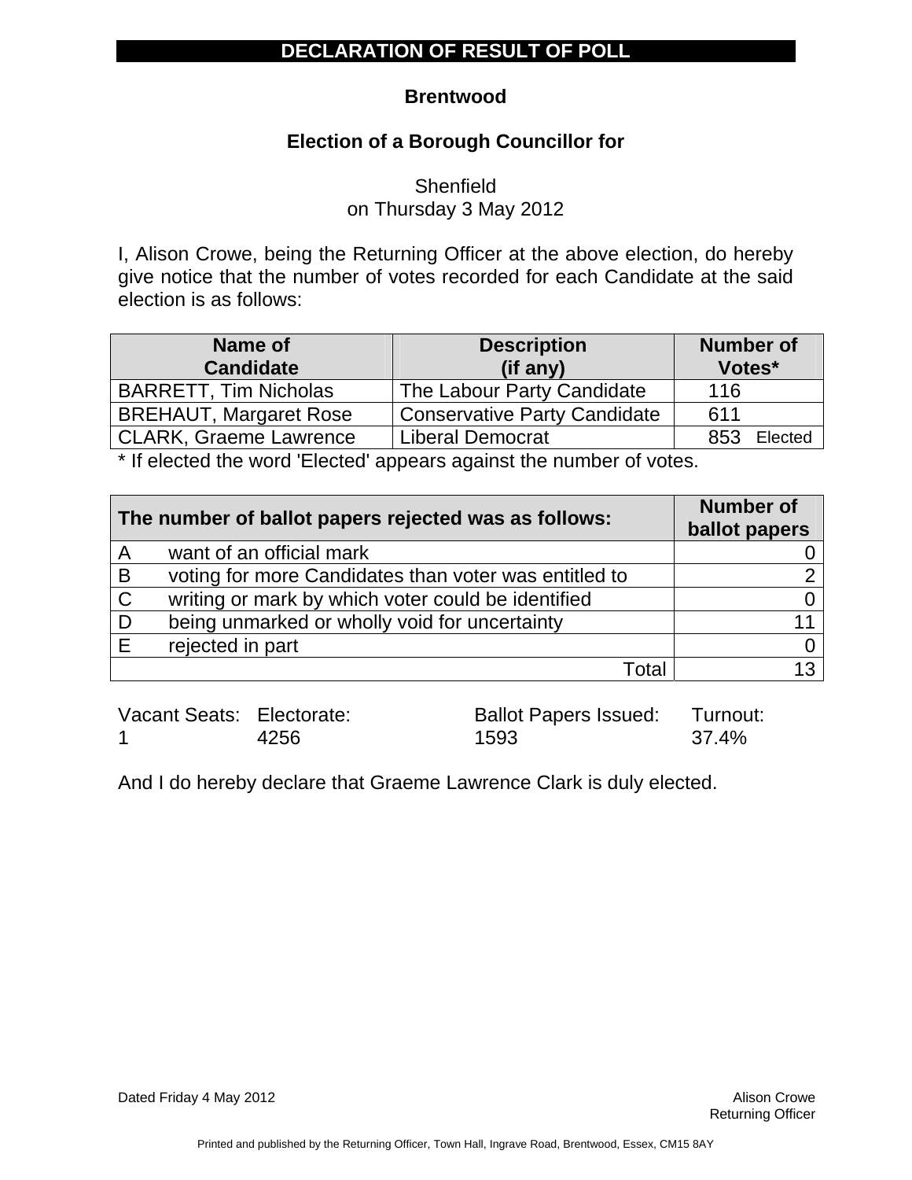# DECLARATION OF RESULT OF POLL

**Brentwood**

**Election of a Borough Councillor for**

Shenfield
on Thursday 3 May 2012

I, Alison Crowe, being the Returning Officer at the above election, do hereby give notice that the number of votes recorded for each Candidate at the said election is as follows:

| Name of Candidate | Description (if any) | Number of Votes* |
|---|---|---|
| BARRETT, Tim Nicholas | The Labour Party Candidate | 116 |
| BREHAUT, Margaret Rose | Conservative Party Candidate | 611 |
| CLARK, Graeme Lawrence | Liberal Democrat | 853 Elected |

* If elected the word 'Elected' appears against the number of votes.

| | The number of ballot papers rejected was as follows: | Number of ballot papers |
|---|---|---|
| A | want of an official mark | 0 |
| B | voting for more Candidates than voter was entitled to | 2 |
| C | writing or mark by which voter could be identified | 0 |
| D | being unmarked or wholly void for uncertainty | 11 |
| E | rejected in part | 0 |
| | Total | 13 |

| Vacant Seats: | Electorate: | Ballot Papers Issued: | Turnout: |
|---|---|---|---|
| 1 | 4256 | 1593 | 37.4% |

And I do hereby declare that Graeme Lawrence Clark is duly elected.

Dated Friday 4 May 2012

Alison Crowe
Returning Officer

Printed and published by the Returning Officer, Town Hall, Ingrave Road, Brentwood, Essex, CM15 8AY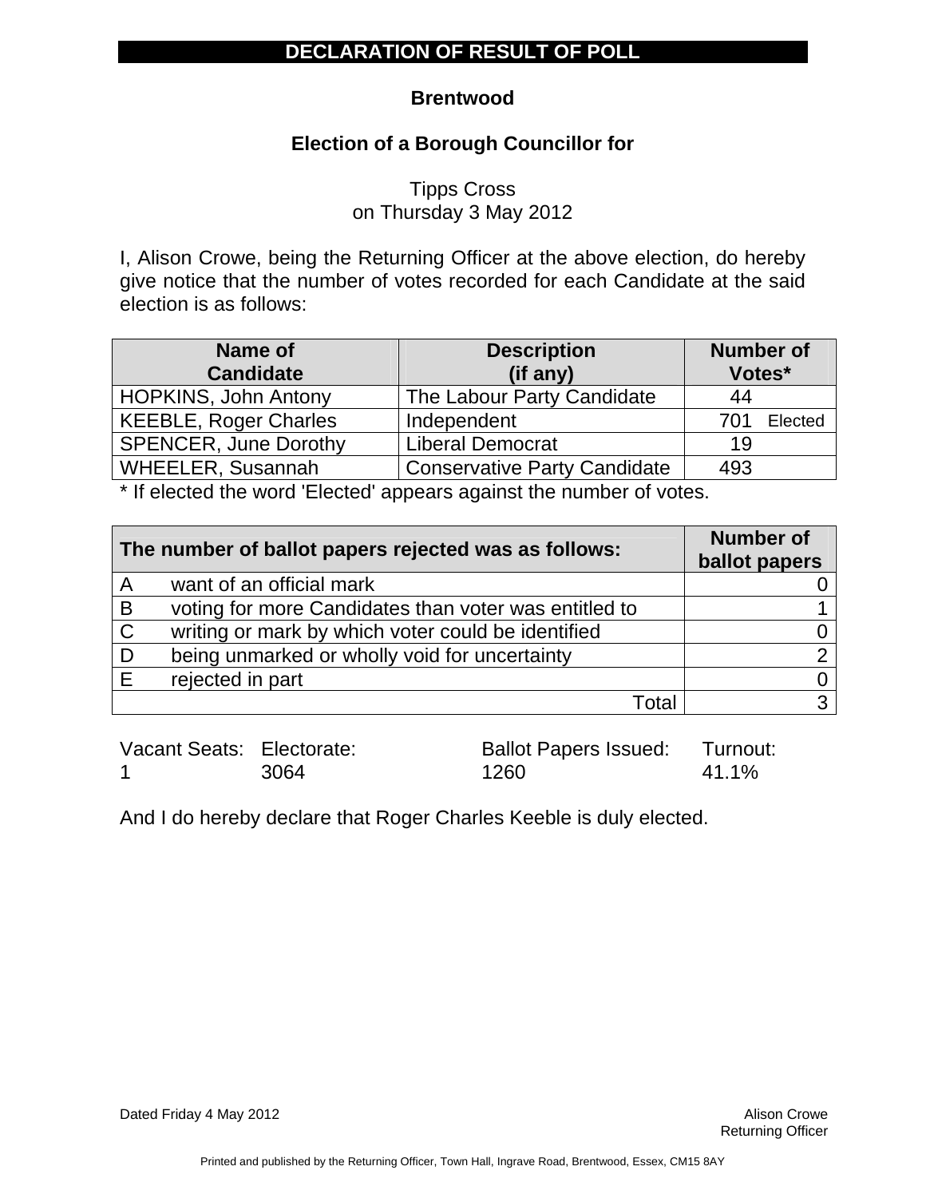# DECLARATION OF RESULT OF POLL

**Brentwood**

**Election of a Borough Councillor for**

Tipps Cross
on Thursday 3 May 2012

I, Alison Crowe, being the Returning Officer at the above election, do hereby give notice that the number of votes recorded for each Candidate at the said election is as follows:

| Name of Candidate | Description (if any) | Number of Votes* |
|---|---|---|
| HOPKINS, John Antony | The Labour Party Candidate | 44 |
| KEEBLE, Roger Charles | Independent | 701 Elected |
| SPENCER, June Dorothy | Liberal Democrat | 19 |
| WHEELER, Susannah | Conservative Party Candidate | 493 |

* If elected the word 'Elected' appears against the number of votes.

| The number of ballot papers rejected was as follows: | | Number of ballot papers |
|---|---|---|
| A | want of an official mark | 0 |
| B | voting for more Candidates than voter was entitled to | 1 |
| C | writing or mark by which voter could be identified | 0 |
| D | being unmarked or wholly void for uncertainty | 2 |
| E | rejected in part | 0 |
| | Total | 3 |

| Vacant Seats: | Electorate: | Ballot Papers Issued: | Turnout: |
|---|---|---|---|
| 1 | 3064 | 1260 | 41.1% |

And I do hereby declare that Roger Charles Keeble is duly elected.

Dated Friday 4 May 2012

Alison Crowe
Returning Officer

Printed and published by the Returning Officer, Town Hall, Ingrave Road, Brentwood, Essex, CM15 8AY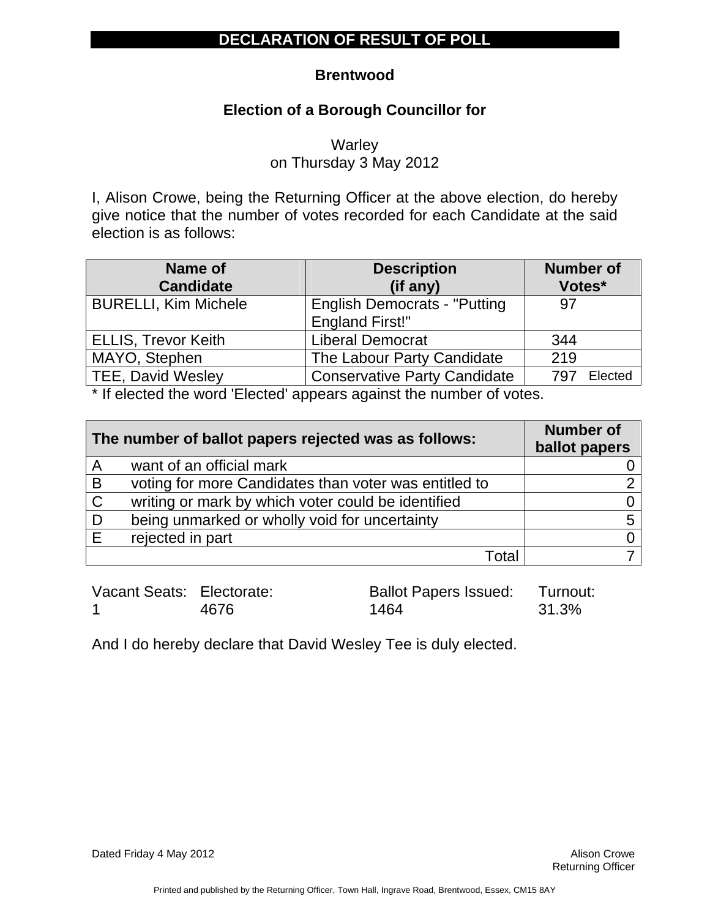# DECLARATION OF RESULT OF POLL

**Brentwood**

**Election of a Borough Councillor for**

Warley
on Thursday 3 May 2012

I, Alison Crowe, being the Returning Officer at the above election, do hereby give notice that the number of votes recorded for each Candidate at the said election is as follows:

| Name of Candidate | Description (if any) | Number of Votes* |
| --- | --- | --- |
| BURELLI, Kim Michele | English Democrats - "Putting England First!" | 97 |
| ELLIS, Trevor Keith | Liberal Democrat | 344 |
| MAYO, Stephen | The Labour Party Candidate | 219 |
| TEE, David Wesley | Conservative Party Candidate | 797 Elected |

* If elected the word 'Elected' appears against the number of votes.

| The number of ballot papers rejected was as follows: | | Number of ballot papers |
| --- | --- | --- |
| A | want of an official mark | 0 |
| B | voting for more Candidates than voter was entitled to | 2 |
| C | writing or mark by which voter could be identified | 0 |
| D | being unmarked or wholly void for uncertainty | 5 |
| E | rejected in part | 0 |
| | Total | 7 |

| Vacant Seats: | Electorate: | Ballot Papers Issued: | Turnout: |
| --- | --- | --- | --- |
| 1 | 4676 | 1464 | 31.3% |

And I do hereby declare that David Wesley Tee is duly elected.

Dated Friday 4 May 2012

Alison Crowe
Returning Officer

Printed and published by the Returning Officer, Town Hall, Ingrave Road, Brentwood, Essex, CM15 8AY